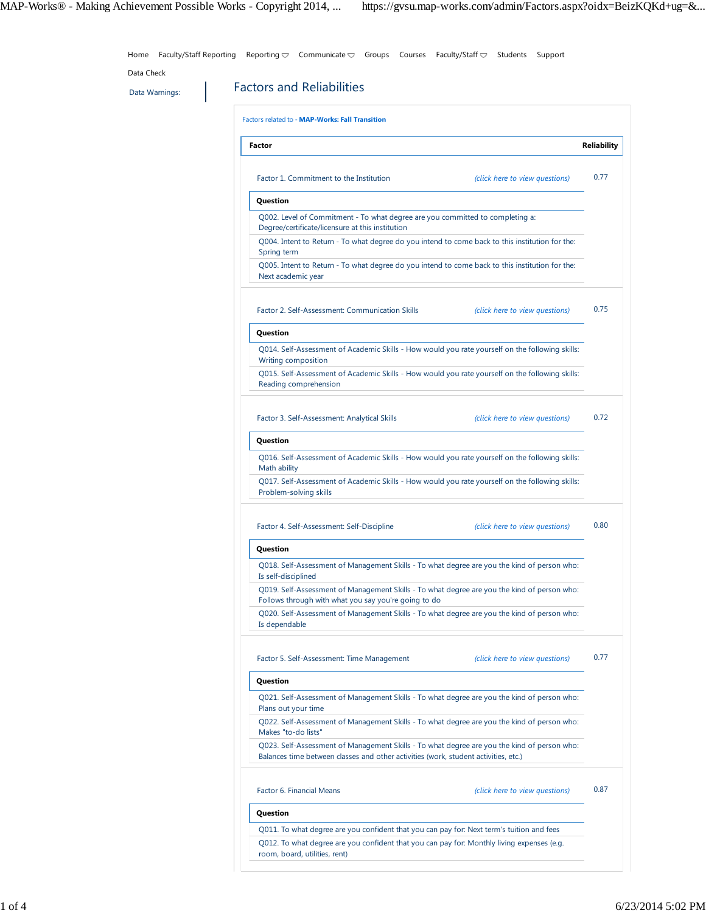Home | Faculty/Staff Reporting | Reporting | Communicate | Groups | Courses | Faculty/Staff | Students | Support

Data Check

Data Warnings:

# Factors and Reliabilities

Factors related to - **MAP-Works: Fall Transition**

| Factor | Reliability |
|---|---|
| Factor 1. Commitment to the Institution *(click here to view questions)* | 0.77 |

| Question |
|---|
| Q002. Level of Commitment - To what degree are you committed to completing a: Degree/certificate/licensure at this institution |
| Q004. Intent to Return - To what degree do you intend to come back to this institution for the: Spring term |
| Q005. Intent to Return - To what degree do you intend to come back to this institution for the: Next academic year |

| Factor | Reliability |
|---|---|
| Factor 2. Self-Assessment: Communication Skills *(click here to view questions)* | 0.75 |

| Question |
|---|
| Q014. Self-Assessment of Academic Skills - How would you rate yourself on the following skills: Writing composition |
| Q015. Self-Assessment of Academic Skills - How would you rate yourself on the following skills: Reading comprehension |

| Factor | Reliability |
|---|---|
| Factor 3. Self-Assessment: Analytical Skills *(click here to view questions)* | 0.72 |

| Question |
|---|
| Q016. Self-Assessment of Academic Skills - How would you rate yourself on the following skills: Math ability |
| Q017. Self-Assessment of Academic Skills - How would you rate yourself on the following skills: Problem-solving skills |

| Factor | Reliability |
|---|---|
| Factor 4. Self-Assessment: Self-Discipline *(click here to view questions)* | 0.80 |

| Question |
|---|
| Q018. Self-Assessment of Management Skills - To what degree are you the kind of person who: Is self-disciplined |
| Q019. Self-Assessment of Management Skills - To what degree are you the kind of person who: Follows through with what you say you're going to do |
| Q020. Self-Assessment of Management Skills - To what degree are you the kind of person who: Is dependable |

| Factor | Reliability |
|---|---|
| Factor 5. Self-Assessment: Time Management *(click here to view questions)* | 0.77 |

| Question |
|---|
| Q021. Self-Assessment of Management Skills - To what degree are you the kind of person who: Plans out your time |
| Q022. Self-Assessment of Management Skills - To what degree are you the kind of person who: Makes "to-do lists" |
| Q023. Self-Assessment of Management Skills - To what degree are you the kind of person who: Balances time between classes and other activities (work, student activities, etc.) |

| Factor | Reliability |
|---|---|
| Factor 6. Financial Means *(click here to view questions)* | 0.87 |

| Question |
|---|
| Q011. To what degree are you confident that you can pay for: Next term's tuition and fees |
| Q012. To what degree are you confident that you can pay for: Monthly living expenses (e.g. room, board, utilities, rent) |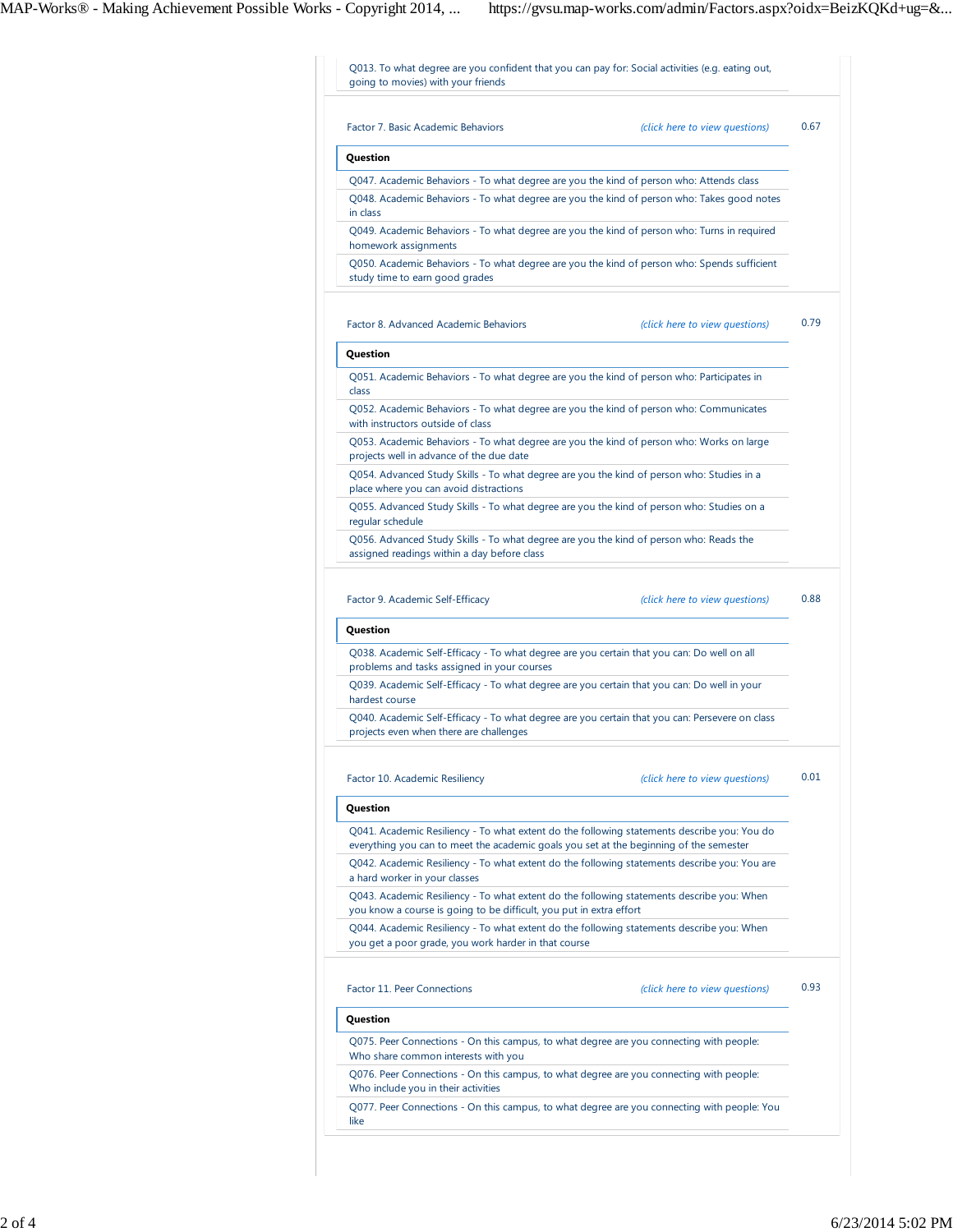Q013. To what degree are you confident that you can pay for: Social activities (e.g. eating out, going to movies) with your friends

Factor 7. Basic Academic Behaviors *(click here to view questions)* 0.67

| Question |
| --- |
| Q047. Academic Behaviors - To what degree are you the kind of person who: Attends class |
| Q048. Academic Behaviors - To what degree are you the kind of person who: Takes good notes in class |
| Q049. Academic Behaviors - To what degree are you the kind of person who: Turns in required homework assignments |
| Q050. Academic Behaviors - To what degree are you the kind of person who: Spends sufficient study time to earn good grades |

Factor 8. Advanced Academic Behaviors *(click here to view questions)* 0.79

| Question |
| --- |
| Q051. Academic Behaviors - To what degree are you the kind of person who: Participates in class |
| Q052. Academic Behaviors - To what degree are you the kind of person who: Communicates with instructors outside of class |
| Q053. Academic Behaviors - To what degree are you the kind of person who: Works on large projects well in advance of the due date |
| Q054. Advanced Study Skills - To what degree are you the kind of person who: Studies in a place where you can avoid distractions |
| Q055. Advanced Study Skills - To what degree are you the kind of person who: Studies on a regular schedule |
| Q056. Advanced Study Skills - To what degree are you the kind of person who: Reads the assigned readings within a day before class |

Factor 9. Academic Self-Efficacy *(click here to view questions)* 0.88

| Question |
| --- |
| Q038. Academic Self-Efficacy - To what degree are you certain that you can: Do well on all problems and tasks assigned in your courses |
| Q039. Academic Self-Efficacy - To what degree are you certain that you can: Do well in your hardest course |
| Q040. Academic Self-Efficacy - To what degree are you certain that you can: Persevere on class projects even when there are challenges |

Factor 10. Academic Resiliency *(click here to view questions)* 0.01

| Question |
| --- |
| Q041. Academic Resiliency - To what extent do the following statements describe you: You do everything you can to meet the academic goals you set at the beginning of the semester |
| Q042. Academic Resiliency - To what extent do the following statements describe you: You are a hard worker in your classes |
| Q043. Academic Resiliency - To what extent do the following statements describe you: When you know a course is going to be difficult, you put in extra effort |
| Q044. Academic Resiliency - To what extent do the following statements describe you: When you get a poor grade, you work harder in that course |

Factor 11. Peer Connections *(click here to view questions)* 0.93

| Question |
| --- |
| Q075. Peer Connections - On this campus, to what degree are you connecting with people: Who share common interests with you |
| Q076. Peer Connections - On this campus, to what degree are you connecting with people: Who include you in their activities |
| Q077. Peer Connections - On this campus, to what degree are you connecting with people: You like |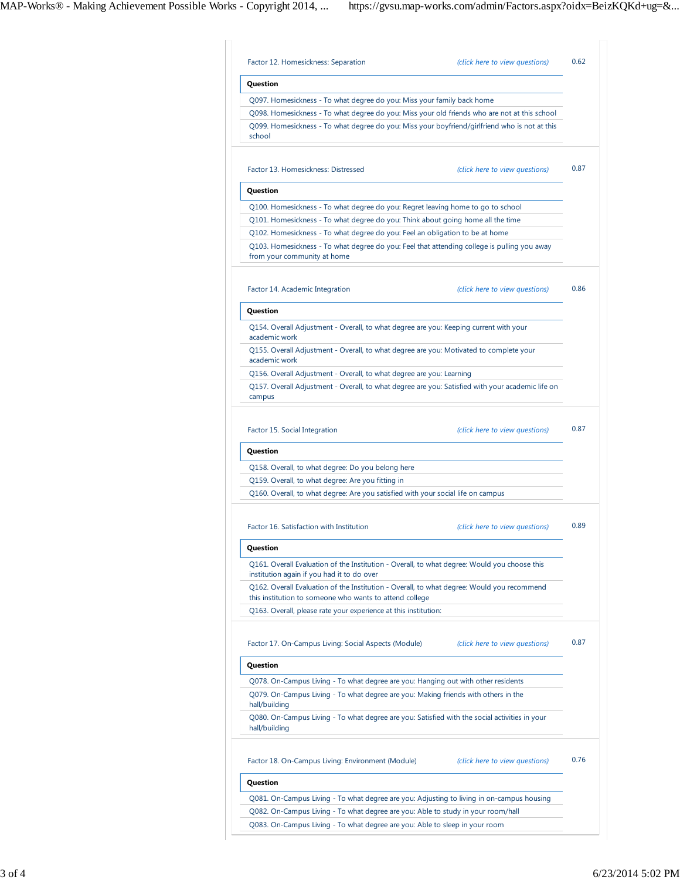Factor 12. Homesickness: Separation *(click here to view questions)* 0.62

| Question |
|---|
| Q097. Homesickness - To what degree do you: Miss your family back home |
| Q098. Homesickness - To what degree do you: Miss your old friends who are not at this school |
| Q099. Homesickness - To what degree do you: Miss your boyfriend/girlfriend who is not at this school |

Factor 13. Homesickness: Distressed *(click here to view questions)* 0.87

| Question |
|---|
| Q100. Homesickness - To what degree do you: Regret leaving home to go to school |
| Q101. Homesickness - To what degree do you: Think about going home all the time |
| Q102. Homesickness - To what degree do you: Feel an obligation to be at home |
| Q103. Homesickness - To what degree do you: Feel that attending college is pulling you away from your community at home |

Factor 14. Academic Integration *(click here to view questions)* 0.86

| Question |
|---|
| Q154. Overall Adjustment - Overall, to what degree are you: Keeping current with your academic work |
| Q155. Overall Adjustment - Overall, to what degree are you: Motivated to complete your academic work |
| Q156. Overall Adjustment - Overall, to what degree are you: Learning |
| Q157. Overall Adjustment - Overall, to what degree are you: Satisfied with your academic life on campus |

Factor 15. Social Integration *(click here to view questions)* 0.87

| Question |
|---|
| Q158. Overall, to what degree: Do you belong here |
| Q159. Overall, to what degree: Are you fitting in |
| Q160. Overall, to what degree: Are you satisfied with your social life on campus |

Factor 16. Satisfaction with Institution *(click here to view questions)* 0.89

| Question |
|---|
| Q161. Overall Evaluation of the Institution - Overall, to what degree: Would you choose this institution again if you had it to do over |
| Q162. Overall Evaluation of the Institution - Overall, to what degree: Would you recommend this institution to someone who wants to attend college |
| Q163. Overall, please rate your experience at this institution: |

Factor 17. On-Campus Living: Social Aspects (Module) *(click here to view questions)* 0.87

| Question |
|---|
| Q078. On-Campus Living - To what degree are you: Hanging out with other residents |
| Q079. On-Campus Living - To what degree are you: Making friends with others in the hall/building |
| Q080. On-Campus Living - To what degree are you: Satisfied with the social activities in your hall/building |

Factor 18. On-Campus Living: Environment (Module) *(click here to view questions)* 0.76

| Question |
|---|
| Q081. On-Campus Living - To what degree are you: Adjusting to living in on-campus housing |
| Q082. On-Campus Living - To what degree are you: Able to study in your room/hall |
| Q083. On-Campus Living - To what degree are you: Able to sleep in your room |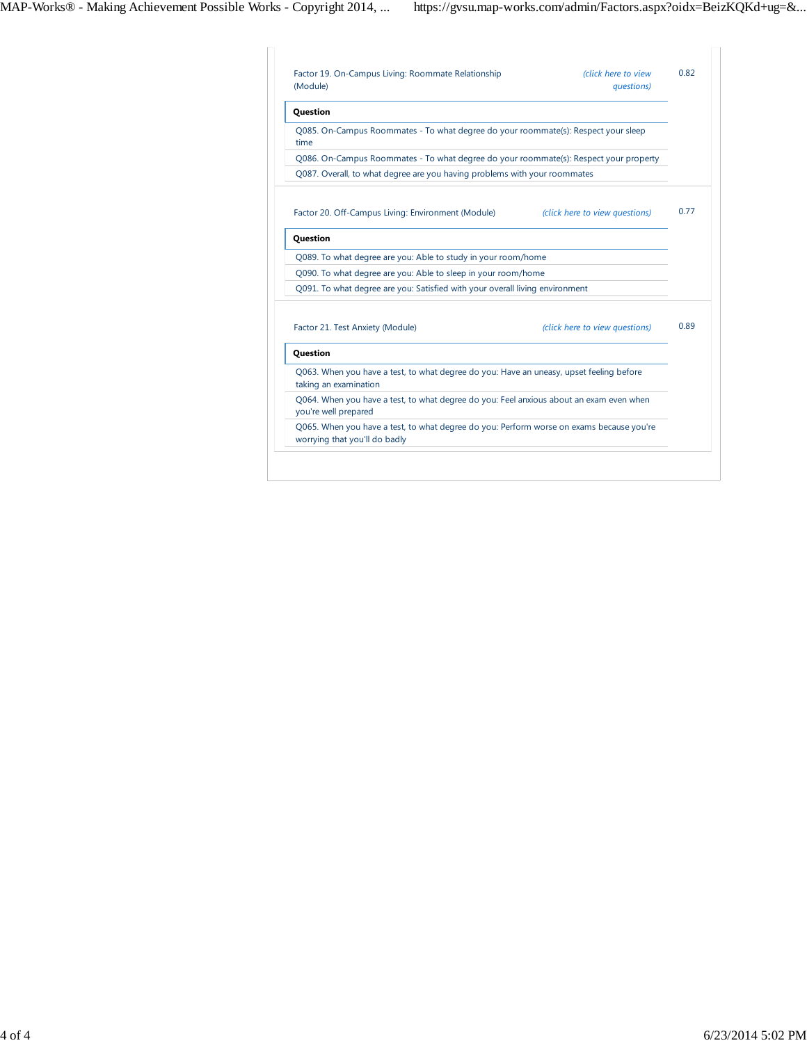Factor 19. On-Campus Living: Roommate Relationship (Module) *(click here to view questions)* 0.82

| Question |
|---|
| Q085. On-Campus Roommates - To what degree do your roommate(s): Respect your sleep time |
| Q086. On-Campus Roommates - To what degree do your roommate(s): Respect your property |
| Q087. Overall, to what degree are you having problems with your roommates |

Factor 20. Off-Campus Living: Environment (Module) *(click here to view questions)* 0.77

| Question |
|---|
| Q089. To what degree are you: Able to study in your room/home |
| Q090. To what degree are you: Able to sleep in your room/home |
| Q091. To what degree are you: Satisfied with your overall living environment |

Factor 21. Test Anxiety (Module) *(click here to view questions)* 0.89

| Question |
|---|
| Q063. When you have a test, to what degree do you: Have an uneasy, upset feeling before taking an examination |
| Q064. When you have a test, to what degree do you: Feel anxious about an exam even when you're well prepared |
| Q065. When you have a test, to what degree do you: Perform worse on exams because you're worrying that you'll do badly |